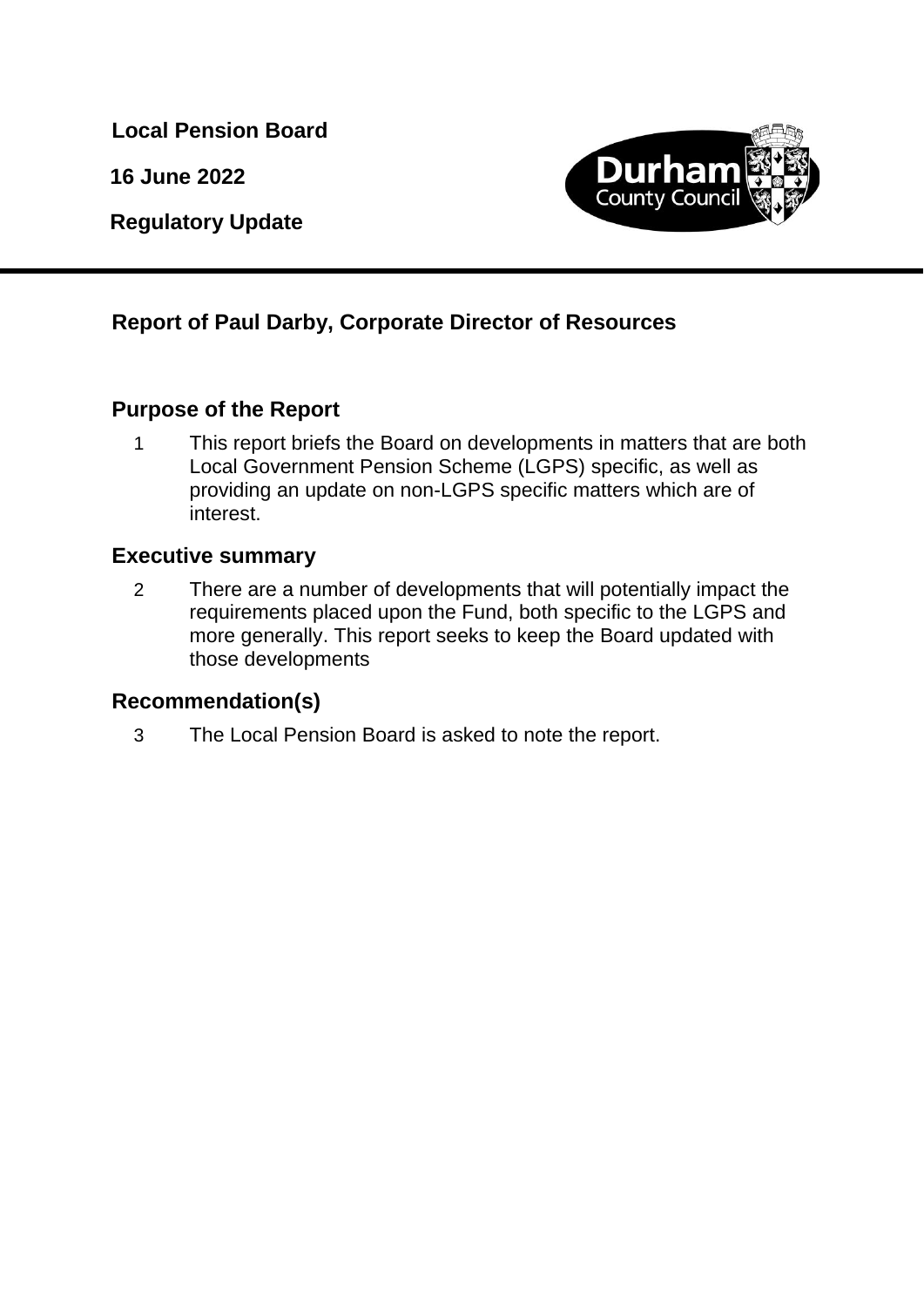**Local Pension Board**

**16 June 2022**

**Regulatory Update**

## Report of Paul Darby, Corporate Director of Resources

## Purpose of the Report

1. This report briefs the Board on developments in matters that are both Local Government Pension Scheme (LGPS) specific, as well as providing an update on non-LGPS specific matters which are of interest.

## Executive summary

2. There are a number of developments that will potentially impact the requirements placed upon the Fund, both specific to the LGPS and more generally. This report seeks to keep the Board updated with those developments

## Recommendation(s)

3. The Local Pension Board is asked to note the report.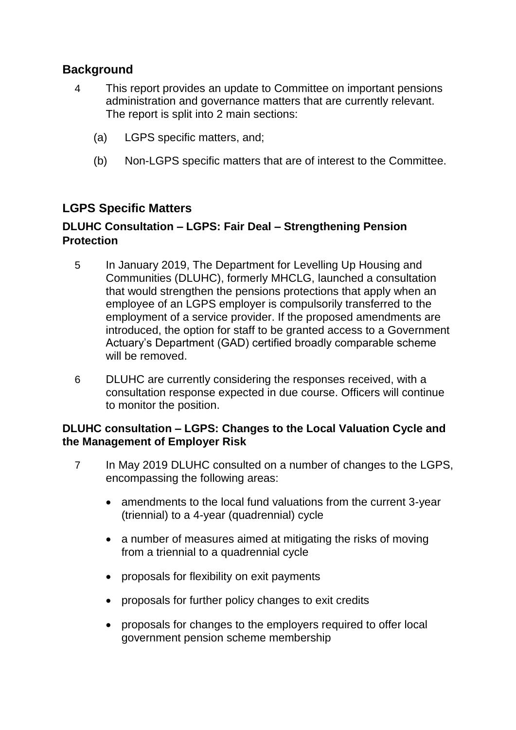## Background

4 This report provides an update to Committee on important pensions administration and governance matters that are currently relevant. The report is split into 2 main sections:

(a) LGPS specific matters, and;

(b) Non-LGPS specific matters that are of interest to the Committee.

## LGPS Specific Matters

### DLUHC Consultation – LGPS: Fair Deal – Strengthening Pension Protection

5 In January 2019, The Department for Levelling Up Housing and Communities (DLUHC), formerly MHCLG, launched a consultation that would strengthen the pensions protections that apply when an employee of an LGPS employer is compulsorily transferred to the employment of a service provider. If the proposed amendments are introduced, the option for staff to be granted access to a Government Actuary's Department (GAD) certified broadly comparable scheme will be removed.

6 DLUHC are currently considering the responses received, with a consultation response expected in due course. Officers will continue to monitor the position.

### DLUHC consultation – LGPS: Changes to the Local Valuation Cycle and the Management of Employer Risk

7 In May 2019 DLUHC consulted on a number of changes to the LGPS, encompassing the following areas:

- amendments to the local fund valuations from the current 3-year (triennial) to a 4-year (quadrennial) cycle
- a number of measures aimed at mitigating the risks of moving from a triennial to a quadrennial cycle
- proposals for flexibility on exit payments
- proposals for further policy changes to exit credits
- proposals for changes to the employers required to offer local government pension scheme membership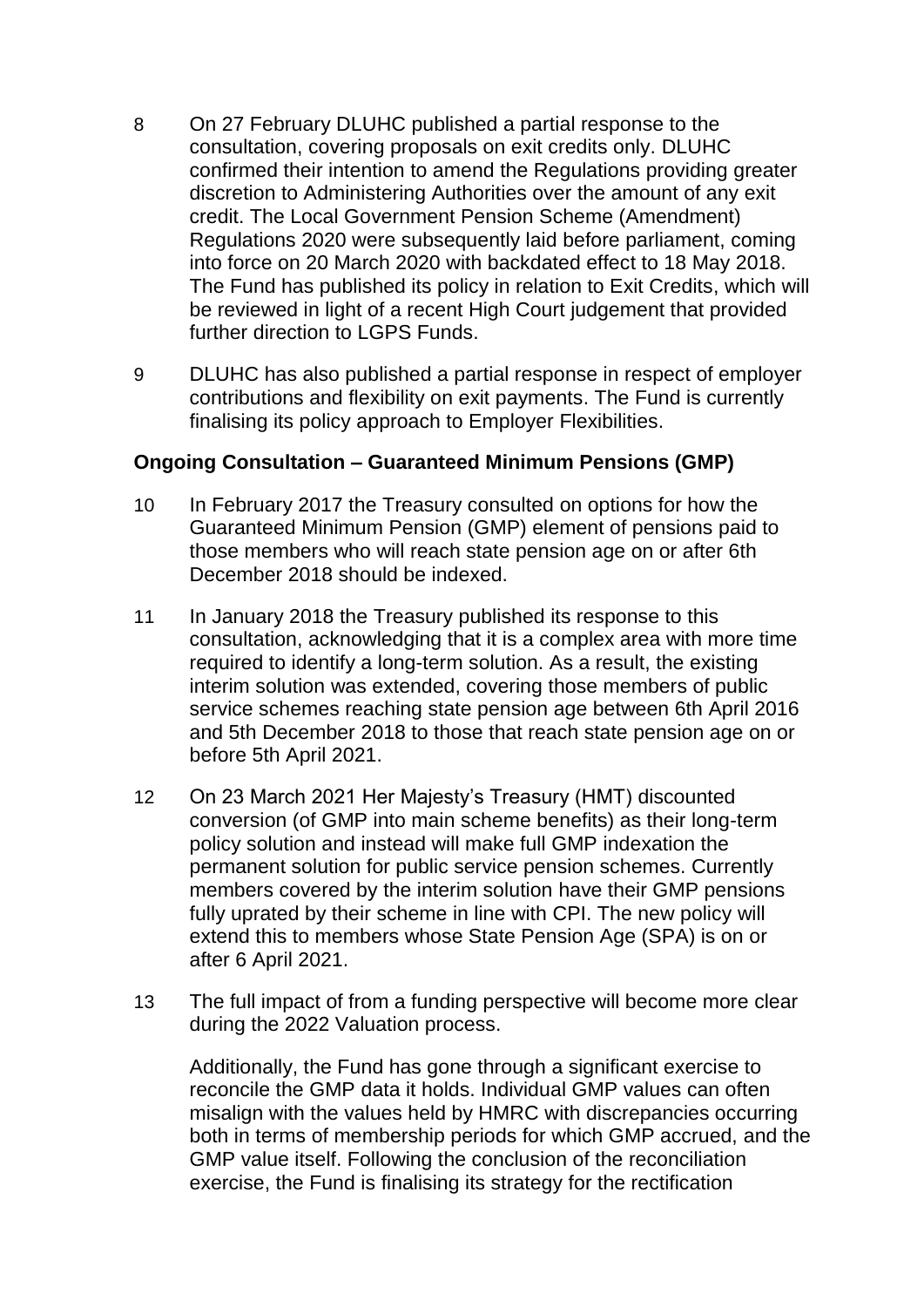8 On 27 February DLUHC published a partial response to the consultation, covering proposals on exit credits only. DLUHC confirmed their intention to amend the Regulations providing greater discretion to Administering Authorities over the amount of any exit credit. The Local Government Pension Scheme (Amendment) Regulations 2020 were subsequently laid before parliament, coming into force on 20 March 2020 with backdated effect to 18 May 2018. The Fund has published its policy in relation to Exit Credits, which will be reviewed in light of a recent High Court judgement that provided further direction to LGPS Funds.

9 DLUHC has also published a partial response in respect of employer contributions and flexibility on exit payments. The Fund is currently finalising its policy approach to Employer Flexibilities.

**Ongoing Consultation – Guaranteed Minimum Pensions (GMP)**

10 In February 2017 the Treasury consulted on options for how the Guaranteed Minimum Pension (GMP) element of pensions paid to those members who will reach state pension age on or after 6th December 2018 should be indexed.

11 In January 2018 the Treasury published its response to this consultation, acknowledging that it is a complex area with more time required to identify a long-term solution. As a result, the existing interim solution was extended, covering those members of public service schemes reaching state pension age between 6th April 2016 and 5th December 2018 to those that reach state pension age on or before 5th April 2021.

12 On 23 March 2021 Her Majesty's Treasury (HMT) discounted conversion (of GMP into main scheme benefits) as their long-term policy solution and instead will make full GMP indexation the permanent solution for public service pension schemes. Currently members covered by the interim solution have their GMP pensions fully uprated by their scheme in line with CPI. The new policy will extend this to members whose State Pension Age (SPA) is on or after 6 April 2021.

13 The full impact of from a funding perspective will become more clear during the 2022 Valuation process.

Additionally, the Fund has gone through a significant exercise to reconcile the GMP data it holds. Individual GMP values can often misalign with the values held by HMRC with discrepancies occurring both in terms of membership periods for which GMP accrued, and the GMP value itself. Following the conclusion of the reconciliation exercise, the Fund is finalising its strategy for the rectification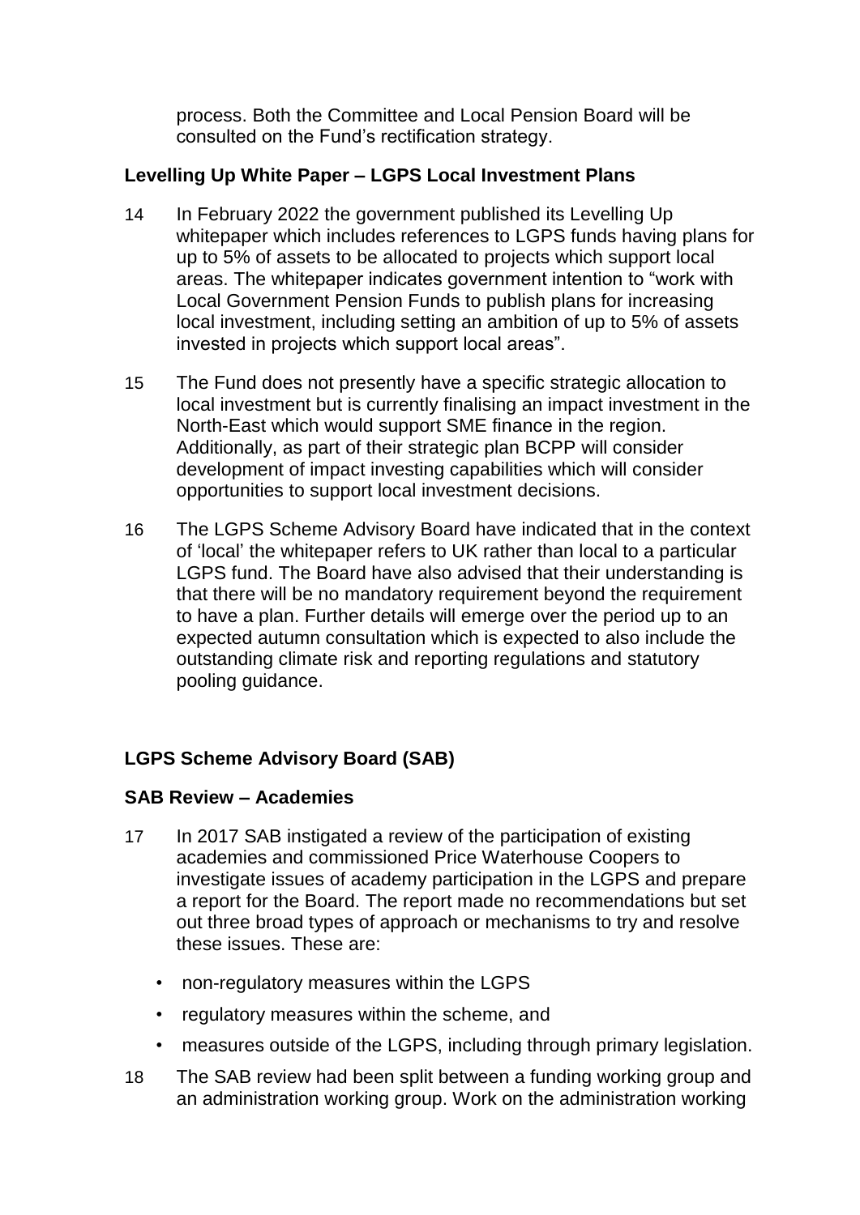process. Both the Committee and Local Pension Board will be consulted on the Fund's rectification strategy.

**Levelling Up White Paper – LGPS Local Investment Plans**

14 In February 2022 the government published its Levelling Up whitepaper which includes references to LGPS funds having plans for up to 5% of assets to be allocated to projects which support local areas. The whitepaper indicates government intention to "work with Local Government Pension Funds to publish plans for increasing local investment, including setting an ambition of up to 5% of assets invested in projects which support local areas".

15 The Fund does not presently have a specific strategic allocation to local investment but is currently finalising an impact investment in the North-East which would support SME finance in the region. Additionally, as part of their strategic plan BCPP will consider development of impact investing capabilities which will consider opportunities to support local investment decisions.

16 The LGPS Scheme Advisory Board have indicated that in the context of 'local' the whitepaper refers to UK rather than local to a particular LGPS fund. The Board have also advised that their understanding is that there will be no mandatory requirement beyond the requirement to have a plan. Further details will emerge over the period up to an expected autumn consultation which is expected to also include the outstanding climate risk and reporting regulations and statutory pooling guidance.

**LGPS Scheme Advisory Board (SAB)**

**SAB Review – Academies**

17 In 2017 SAB instigated a review of the participation of existing academies and commissioned Price Waterhouse Coopers to investigate issues of academy participation in the LGPS and prepare a report for the Board. The report made no recommendations but set out three broad types of approach or mechanisms to try and resolve these issues. These are:

- non-regulatory measures within the LGPS
- regulatory measures within the scheme, and
- measures outside of the LGPS, including through primary legislation.

18 The SAB review had been split between a funding working group and an administration working group. Work on the administration working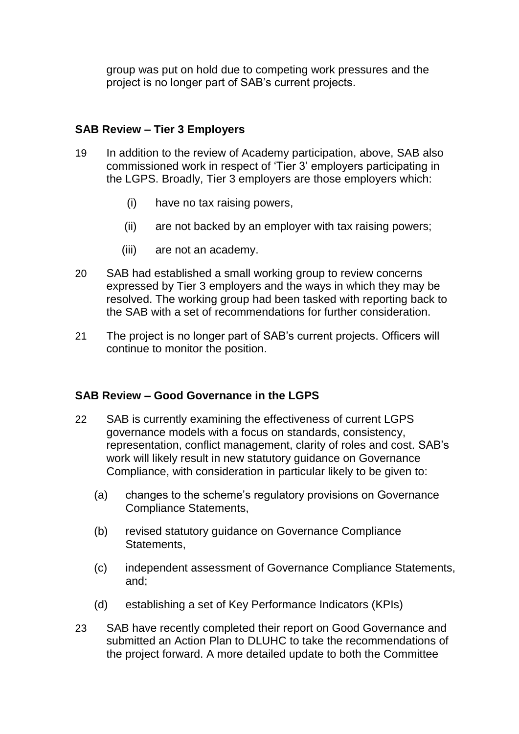group was put on hold due to competing work pressures and the project is no longer part of SAB's current projects.

**SAB Review – Tier 3 Employers**

19 In addition to the review of Academy participation, above, SAB also commissioned work in respect of 'Tier 3' employers participating in the LGPS. Broadly, Tier 3 employers are those employers which:

(i) have no tax raising powers,

(ii) are not backed by an employer with tax raising powers;

(iii) are not an academy.

20 SAB had established a small working group to review concerns expressed by Tier 3 employers and the ways in which they may be resolved. The working group had been tasked with reporting back to the SAB with a set of recommendations for further consideration.

21 The project is no longer part of SAB's current projects. Officers will continue to monitor the position.

**SAB Review – Good Governance in the LGPS**

22 SAB is currently examining the effectiveness of current LGPS governance models with a focus on standards, consistency, representation, conflict management, clarity of roles and cost. SAB's work will likely result in new statutory guidance on Governance Compliance, with consideration in particular likely to be given to:

(a) changes to the scheme's regulatory provisions on Governance Compliance Statements,

(b) revised statutory guidance on Governance Compliance Statements,

(c) independent assessment of Governance Compliance Statements, and;

(d) establishing a set of Key Performance Indicators (KPIs)

23 SAB have recently completed their report on Good Governance and submitted an Action Plan to DLUHC to take the recommendations of the project forward. A more detailed update to both the Committee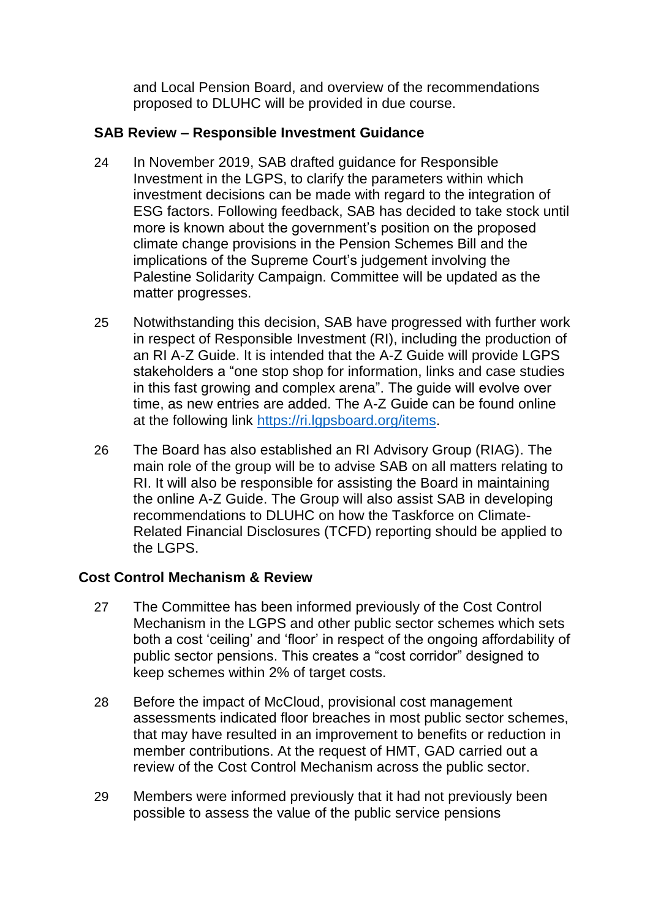and Local Pension Board, and overview of the recommendations proposed to DLUHC will be provided in due course.

### SAB Review – Responsible Investment Guidance

24 In November 2019, SAB drafted guidance for Responsible Investment in the LGPS, to clarify the parameters within which investment decisions can be made with regard to the integration of ESG factors. Following feedback, SAB has decided to take stock until more is known about the government's position on the proposed climate change provisions in the Pension Schemes Bill and the implications of the Supreme Court's judgement involving the Palestine Solidarity Campaign. Committee will be updated as the matter progresses.

25 Notwithstanding this decision, SAB have progressed with further work in respect of Responsible Investment (RI), including the production of an RI A-Z Guide. It is intended that the A-Z Guide will provide LGPS stakeholders a "one stop shop for information, links and case studies in this fast growing and complex arena". The guide will evolve over time, as new entries are added. The A-Z Guide can be found online at the following link [https://ri.lgpsboard.org/items](https://ri.lgpsboard.org/items).

26 The Board has also established an RI Advisory Group (RIAG). The main role of the group will be to advise SAB on all matters relating to RI. It will also be responsible for assisting the Board in maintaining the online A-Z Guide. The Group will also assist SAB in developing recommendations to DLUHC on how the Taskforce on Climate-Related Financial Disclosures (TCFD) reporting should be applied to the LGPS.

### Cost Control Mechanism & Review

27 The Committee has been informed previously of the Cost Control Mechanism in the LGPS and other public sector schemes which sets both a cost 'ceiling' and 'floor' in respect of the ongoing affordability of public sector pensions. This creates a "cost corridor" designed to keep schemes within 2% of target costs.

28 Before the impact of McCloud, provisional cost management assessments indicated floor breaches in most public sector schemes, that may have resulted in an improvement to benefits or reduction in member contributions. At the request of HMT, GAD carried out a review of the Cost Control Mechanism across the public sector.

29 Members were informed previously that it had not previously been possible to assess the value of the public service pensions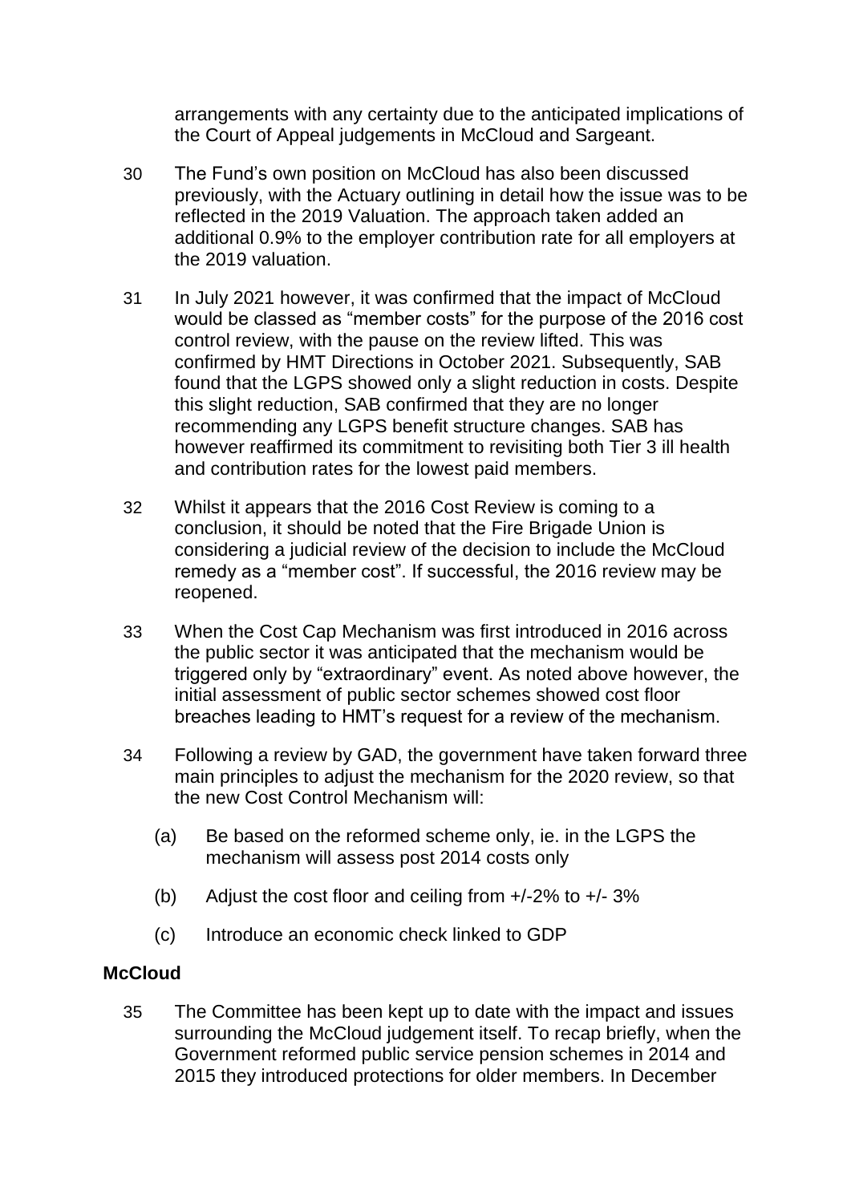arrangements with any certainty due to the anticipated implications of the Court of Appeal judgements in McCloud and Sargeant.

30 The Fund's own position on McCloud has also been discussed previously, with the Actuary outlining in detail how the issue was to be reflected in the 2019 Valuation. The approach taken added an additional 0.9% to the employer contribution rate for all employers at the 2019 valuation.

31 In July 2021 however, it was confirmed that the impact of McCloud would be classed as "member costs" for the purpose of the 2016 cost control review, with the pause on the review lifted. This was confirmed by HMT Directions in October 2021. Subsequently, SAB found that the LGPS showed only a slight reduction in costs. Despite this slight reduction, SAB confirmed that they are no longer recommending any LGPS benefit structure changes. SAB has however reaffirmed its commitment to revisiting both Tier 3 ill health and contribution rates for the lowest paid members.

32 Whilst it appears that the 2016 Cost Review is coming to a conclusion, it should be noted that the Fire Brigade Union is considering a judicial review of the decision to include the McCloud remedy as a "member cost". If successful, the 2016 review may be reopened.

33 When the Cost Cap Mechanism was first introduced in 2016 across the public sector it was anticipated that the mechanism would be triggered only by "extraordinary" event. As noted above however, the initial assessment of public sector schemes showed cost floor breaches leading to HMT's request for a review of the mechanism.

34 Following a review by GAD, the government have taken forward three main principles to adjust the mechanism for the 2020 review, so that the new Cost Control Mechanism will:

(a) Be based on the reformed scheme only, ie. in the LGPS the mechanism will assess post 2014 costs only

(b) Adjust the cost floor and ceiling from +/-2% to +/- 3%

(c) Introduce an economic check linked to GDP

**McCloud**

35 The Committee has been kept up to date with the impact and issues surrounding the McCloud judgement itself. To recap briefly, when the Government reformed public service pension schemes in 2014 and 2015 they introduced protections for older members. In December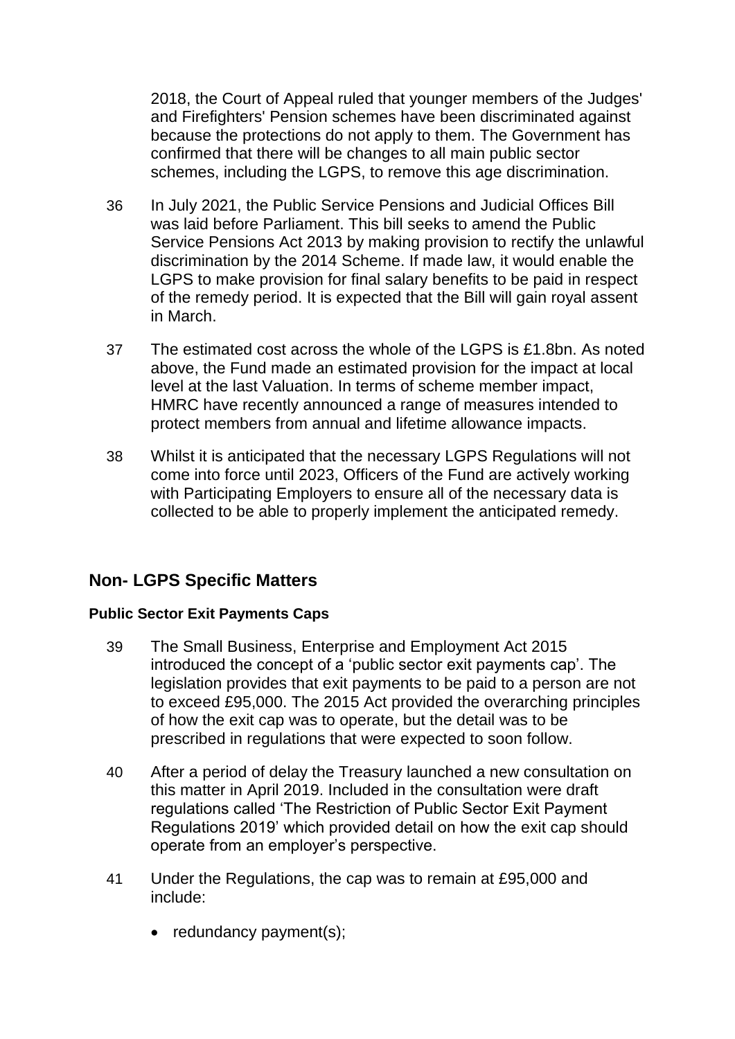2018, the Court of Appeal ruled that younger members of the Judges' and Firefighters' Pension schemes have been discriminated against because the protections do not apply to them. The Government has confirmed that there will be changes to all main public sector schemes, including the LGPS, to remove this age discrimination.

36 In July 2021, the Public Service Pensions and Judicial Offices Bill was laid before Parliament. This bill seeks to amend the Public Service Pensions Act 2013 by making provision to rectify the unlawful discrimination by the 2014 Scheme. If made law, it would enable the LGPS to make provision for final salary benefits to be paid in respect of the remedy period. It is expected that the Bill will gain royal assent in March.

37 The estimated cost across the whole of the LGPS is £1.8bn. As noted above, the Fund made an estimated provision for the impact at local level at the last Valuation. In terms of scheme member impact, HMRC have recently announced a range of measures intended to protect members from annual and lifetime allowance impacts.

38 Whilst it is anticipated that the necessary LGPS Regulations will not come into force until 2023, Officers of the Fund are actively working with Participating Employers to ensure all of the necessary data is collected to be able to properly implement the anticipated remedy.

## Non- LGPS Specific Matters

### Public Sector Exit Payments Caps

39 The Small Business, Enterprise and Employment Act 2015 introduced the concept of a 'public sector exit payments cap'. The legislation provides that exit payments to be paid to a person are not to exceed £95,000. The 2015 Act provided the overarching principles of how the exit cap was to operate, but the detail was to be prescribed in regulations that were expected to soon follow.

40 After a period of delay the Treasury launched a new consultation on this matter in April 2019. Included in the consultation were draft regulations called 'The Restriction of Public Sector Exit Payment Regulations 2019' which provided detail on how the exit cap should operate from an employer's perspective.

41 Under the Regulations, the cap was to remain at £95,000 and include:

- redundancy payment(s);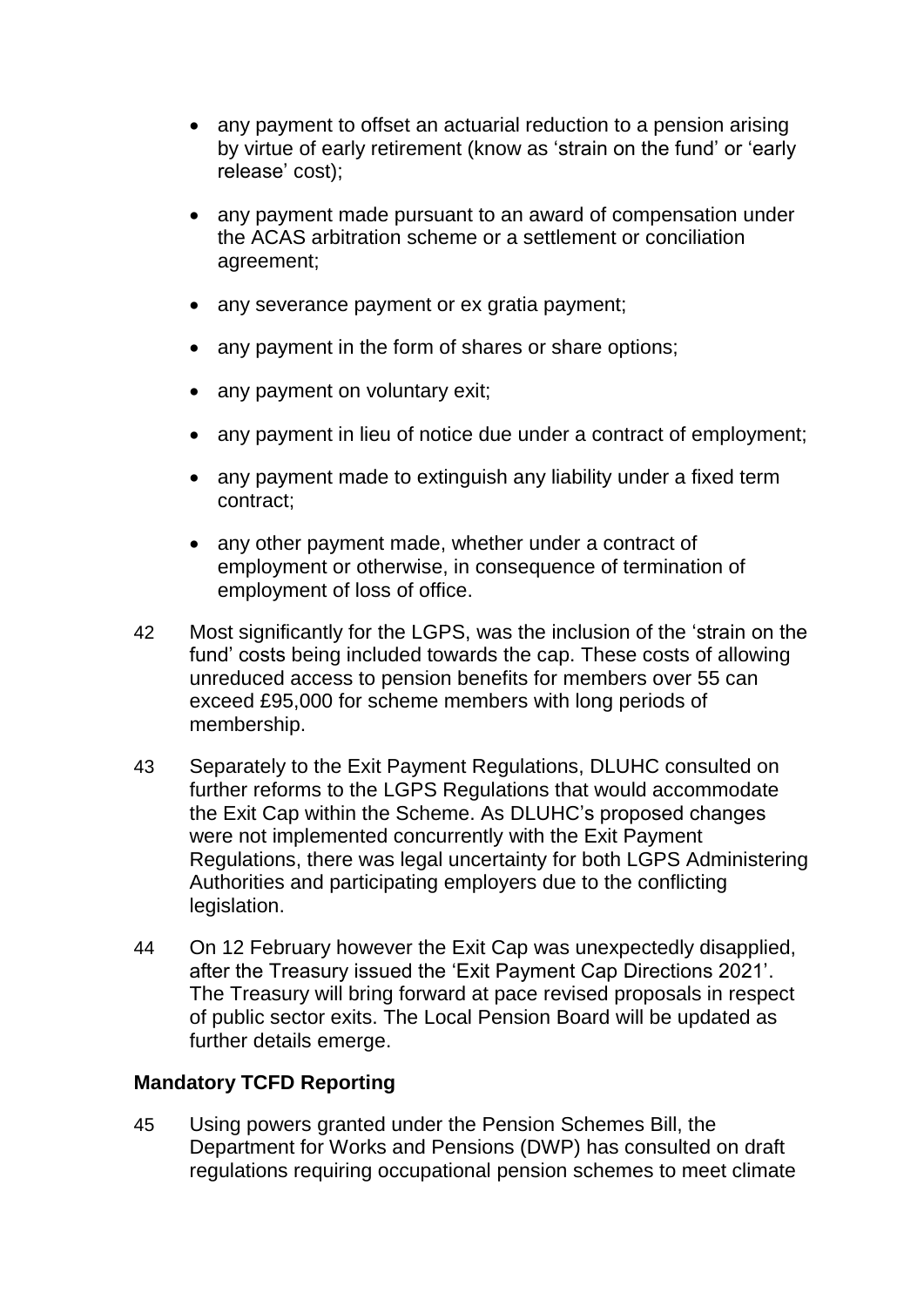- any payment to offset an actuarial reduction to a pension arising by virtue of early retirement (know as 'strain on the fund' or 'early release' cost);

- any payment made pursuant to an award of compensation under the ACAS arbitration scheme or a settlement or conciliation agreement;

- any severance payment or ex gratia payment;

- any payment in the form of shares or share options;

- any payment on voluntary exit;

- any payment in lieu of notice due under a contract of employment;

- any payment made to extinguish any liability under a fixed term contract;

- any other payment made, whether under a contract of employment or otherwise, in consequence of termination of employment of loss of office.

42 Most significantly for the LGPS, was the inclusion of the 'strain on the fund' costs being included towards the cap. These costs of allowing unreduced access to pension benefits for members over 55 can exceed £95,000 for scheme members with long periods of membership.

43 Separately to the Exit Payment Regulations, DLUHC consulted on further reforms to the LGPS Regulations that would accommodate the Exit Cap within the Scheme. As DLUHC's proposed changes were not implemented concurrently with the Exit Payment Regulations, there was legal uncertainty for both LGPS Administering Authorities and participating employers due to the conflicting legislation.

44 On 12 February however the Exit Cap was unexpectedly disapplied, after the Treasury issued the 'Exit Payment Cap Directions 2021'. The Treasury will bring forward at pace revised proposals in respect of public sector exits. The Local Pension Board will be updated as further details emerge.

**Mandatory TCFD Reporting**

45 Using powers granted under the Pension Schemes Bill, the Department for Works and Pensions (DWP) has consulted on draft regulations requiring occupational pension schemes to meet climate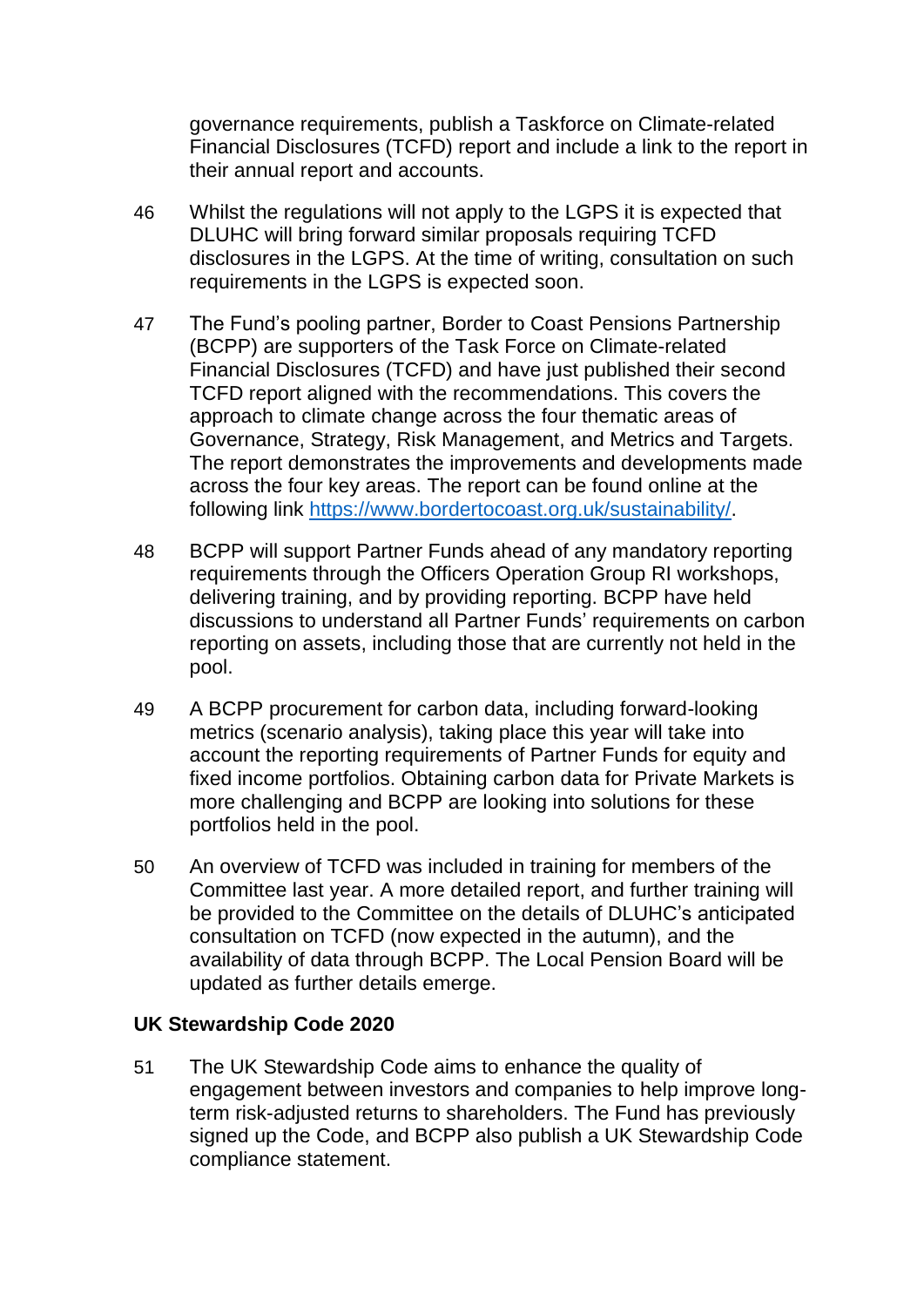governance requirements, publish a Taskforce on Climate-related Financial Disclosures (TCFD) report and include a link to the report in their annual report and accounts.

46 Whilst the regulations will not apply to the LGPS it is expected that DLUHC will bring forward similar proposals requiring TCFD disclosures in the LGPS. At the time of writing, consultation on such requirements in the LGPS is expected soon.

47 The Fund's pooling partner, Border to Coast Pensions Partnership (BCPP) are supporters of the Task Force on Climate-related Financial Disclosures (TCFD) and have just published their second TCFD report aligned with the recommendations. This covers the approach to climate change across the four thematic areas of Governance, Strategy, Risk Management, and Metrics and Targets. The report demonstrates the improvements and developments made across the four key areas. The report can be found online at the following link https://www.bordertocoast.org.uk/sustainability/.

48 BCPP will support Partner Funds ahead of any mandatory reporting requirements through the Officers Operation Group RI workshops, delivering training, and by providing reporting. BCPP have held discussions to understand all Partner Funds' requirements on carbon reporting on assets, including those that are currently not held in the pool.

49 A BCPP procurement for carbon data, including forward-looking metrics (scenario analysis), taking place this year will take into account the reporting requirements of Partner Funds for equity and fixed income portfolios. Obtaining carbon data for Private Markets is more challenging and BCPP are looking into solutions for these portfolios held in the pool.

50 An overview of TCFD was included in training for members of the Committee last year. A more detailed report, and further training will be provided to the Committee on the details of DLUHC's anticipated consultation on TCFD (now expected in the autumn), and the availability of data through BCPP. The Local Pension Board will be updated as further details emerge.

**UK Stewardship Code 2020**

51 The UK Stewardship Code aims to enhance the quality of engagement between investors and companies to help improve long-term risk-adjusted returns to shareholders. The Fund has previously signed up the Code, and BCPP also publish a UK Stewardship Code compliance statement.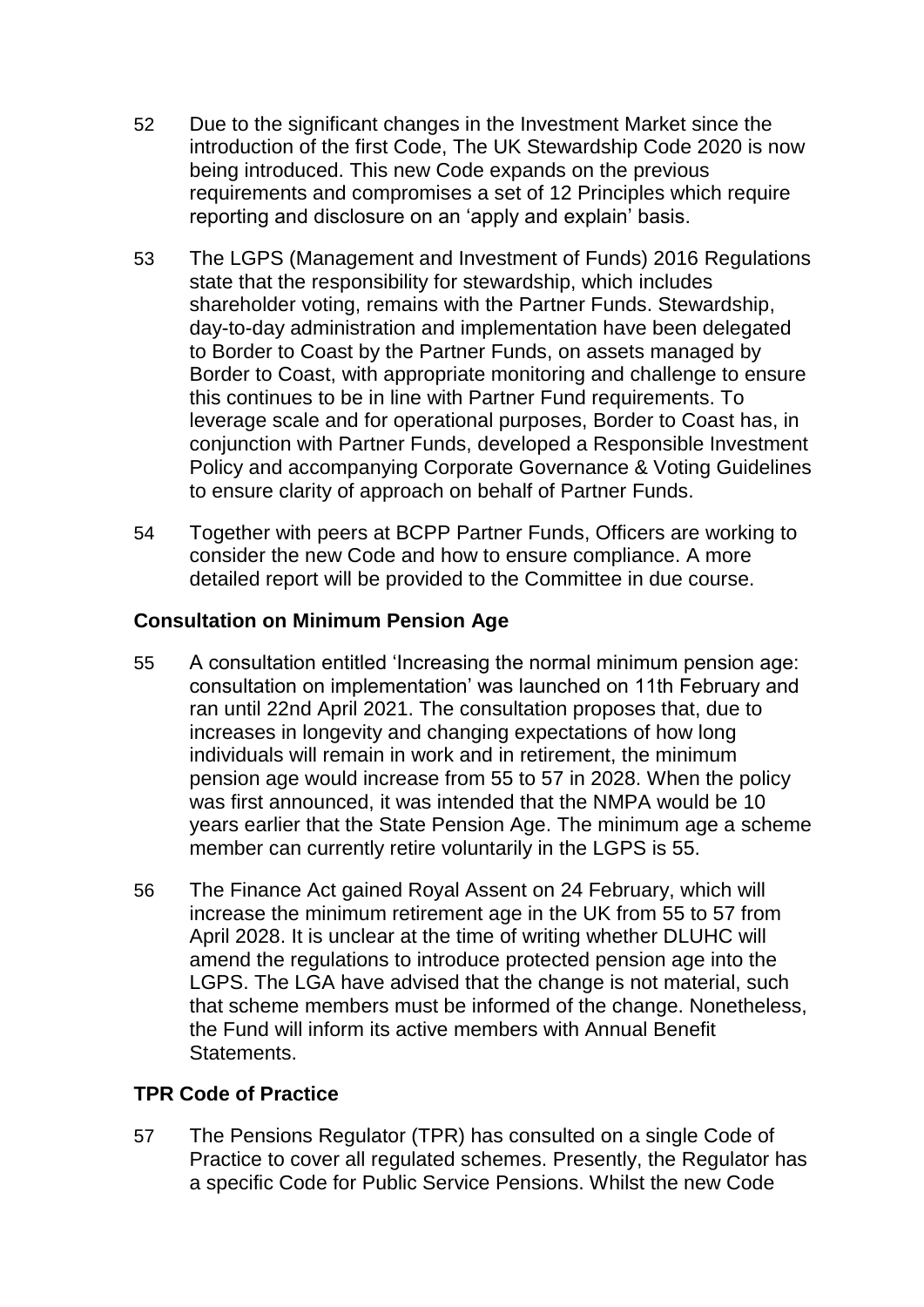52 Due to the significant changes in the Investment Market since the introduction of the first Code, The UK Stewardship Code 2020 is now being introduced. This new Code expands on the previous requirements and compromises a set of 12 Principles which require reporting and disclosure on an 'apply and explain' basis.

53 The LGPS (Management and Investment of Funds) 2016 Regulations state that the responsibility for stewardship, which includes shareholder voting, remains with the Partner Funds. Stewardship, day-to-day administration and implementation have been delegated to Border to Coast by the Partner Funds, on assets managed by Border to Coast, with appropriate monitoring and challenge to ensure this continues to be in line with Partner Fund requirements. To leverage scale and for operational purposes, Border to Coast has, in conjunction with Partner Funds, developed a Responsible Investment Policy and accompanying Corporate Governance & Voting Guidelines to ensure clarity of approach on behalf of Partner Funds.

54 Together with peers at BCPP Partner Funds, Officers are working to consider the new Code and how to ensure compliance. A more detailed report will be provided to the Committee in due course.

**Consultation on Minimum Pension Age**

55 A consultation entitled 'Increasing the normal minimum pension age: consultation on implementation' was launched on 11th February and ran until 22nd April 2021. The consultation proposes that, due to increases in longevity and changing expectations of how long individuals will remain in work and in retirement, the minimum pension age would increase from 55 to 57 in 2028. When the policy was first announced, it was intended that the NMPA would be 10 years earlier that the State Pension Age. The minimum age a scheme member can currently retire voluntarily in the LGPS is 55.

56 The Finance Act gained Royal Assent on 24 February, which will increase the minimum retirement age in the UK from 55 to 57 from April 2028. It is unclear at the time of writing whether DLUHC will amend the regulations to introduce protected pension age into the LGPS. The LGA have advised that the change is not material, such that scheme members must be informed of the change. Nonetheless, the Fund will inform its active members with Annual Benefit Statements.

**TPR Code of Practice**

57 The Pensions Regulator (TPR) has consulted on a single Code of Practice to cover all regulated schemes. Presently, the Regulator has a specific Code for Public Service Pensions. Whilst the new Code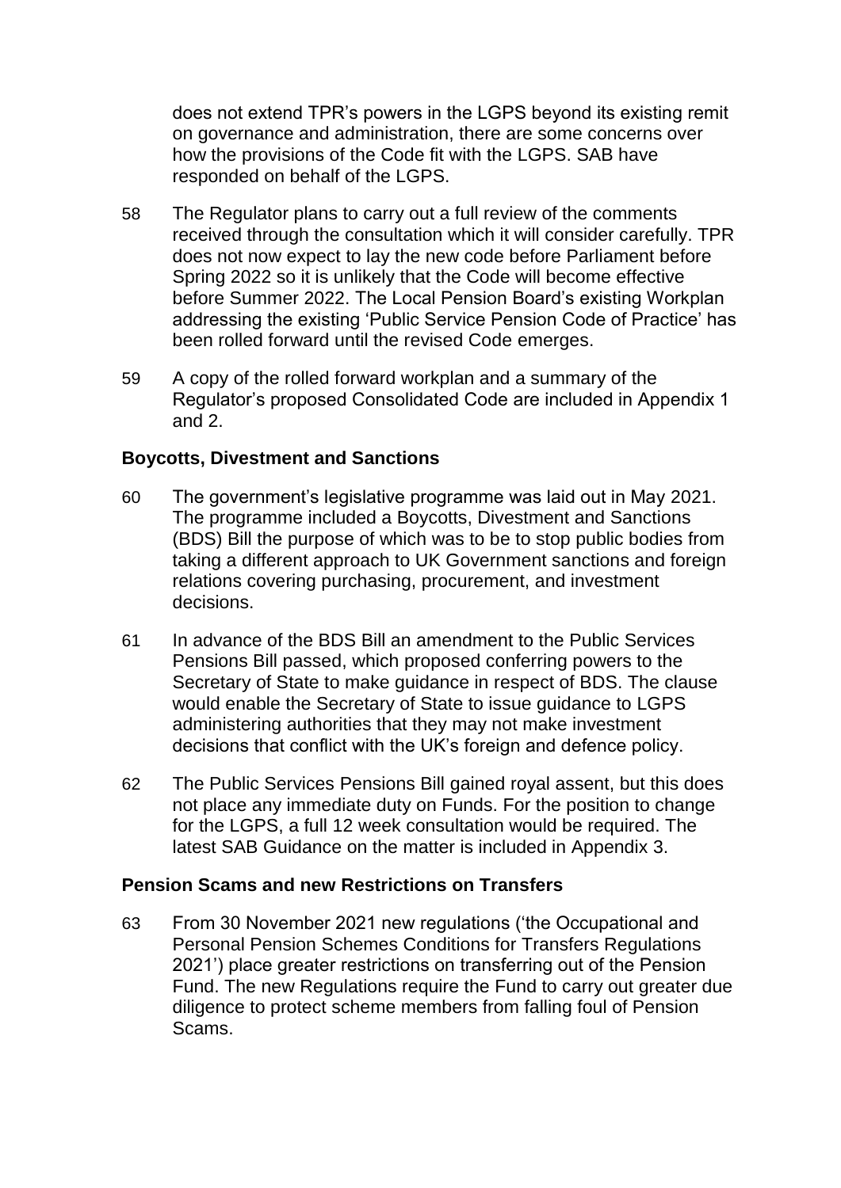does not extend TPR's powers in the LGPS beyond its existing remit on governance and administration, there are some concerns over how the provisions of the Code fit with the LGPS. SAB have responded on behalf of the LGPS.

58 The Regulator plans to carry out a full review of the comments received through the consultation which it will consider carefully. TPR does not now expect to lay the new code before Parliament before Spring 2022 so it is unlikely that the Code will become effective before Summer 2022. The Local Pension Board's existing Workplan addressing the existing 'Public Service Pension Code of Practice' has been rolled forward until the revised Code emerges.

59 A copy of the rolled forward workplan and a summary of the Regulator's proposed Consolidated Code are included in Appendix 1 and 2.

### Boycotts, Divestment and Sanctions

60 The government's legislative programme was laid out in May 2021. The programme included a Boycotts, Divestment and Sanctions (BDS) Bill the purpose of which was to be to stop public bodies from taking a different approach to UK Government sanctions and foreign relations covering purchasing, procurement, and investment decisions.

61 In advance of the BDS Bill an amendment to the Public Services Pensions Bill passed, which proposed conferring powers to the Secretary of State to make guidance in respect of BDS. The clause would enable the Secretary of State to issue guidance to LGPS administering authorities that they may not make investment decisions that conflict with the UK's foreign and defence policy.

62 The Public Services Pensions Bill gained royal assent, but this does not place any immediate duty on Funds. For the position to change for the LGPS, a full 12 week consultation would be required. The latest SAB Guidance on the matter is included in Appendix 3.

### Pension Scams and new Restrictions on Transfers

63 From 30 November 2021 new regulations ('the Occupational and Personal Pension Schemes Conditions for Transfers Regulations 2021') place greater restrictions on transferring out of the Pension Fund. The new Regulations require the Fund to carry out greater due diligence to protect scheme members from falling foul of Pension Scams.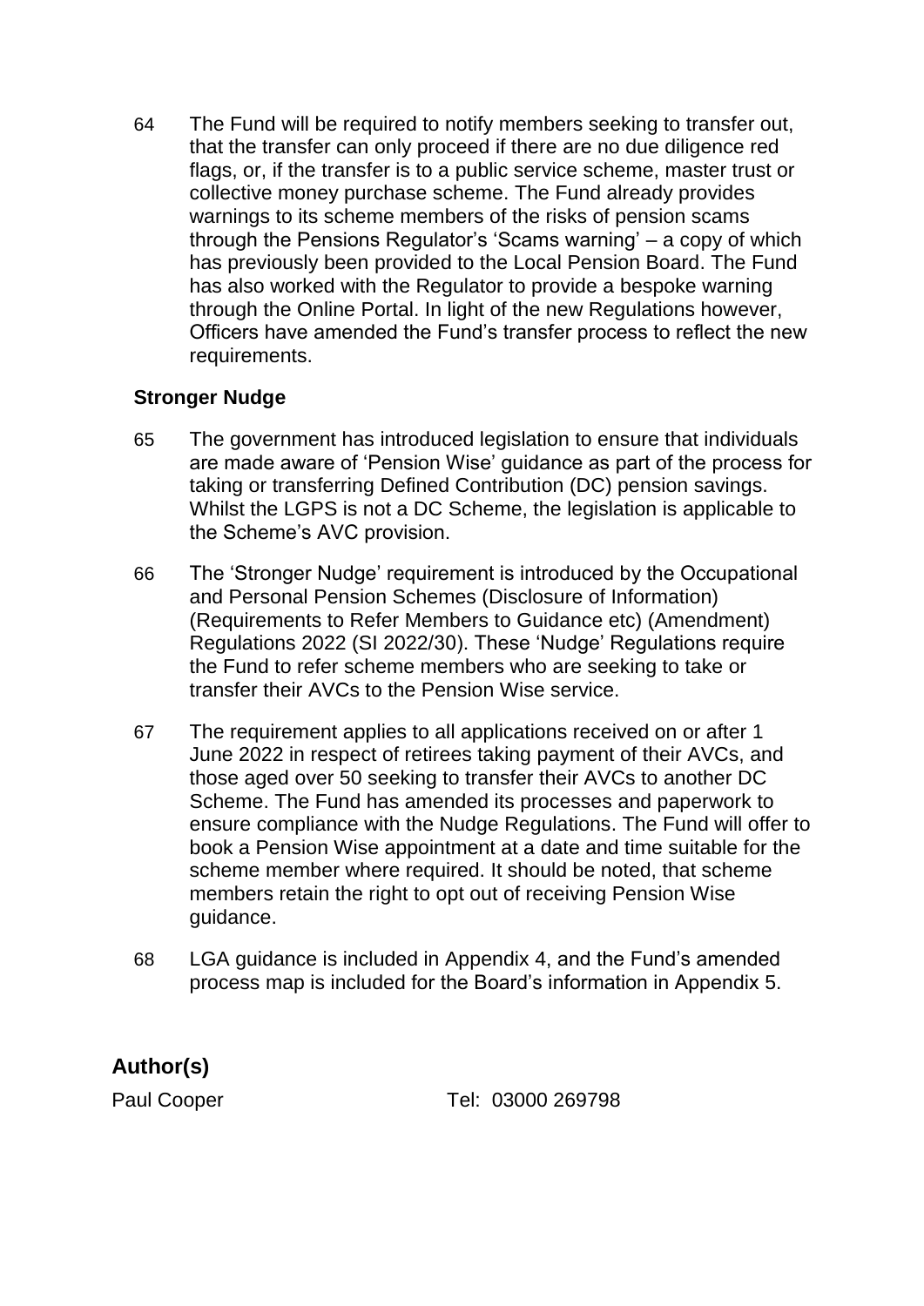64 The Fund will be required to notify members seeking to transfer out, that the transfer can only proceed if there are no due diligence red flags, or, if the transfer is to a public service scheme, master trust or collective money purchase scheme. The Fund already provides warnings to its scheme members of the risks of pension scams through the Pensions Regulator's 'Scams warning' – a copy of which has previously been provided to the Local Pension Board. The Fund has also worked with the Regulator to provide a bespoke warning through the Online Portal. In light of the new Regulations however, Officers have amended the Fund's transfer process to reflect the new requirements.

**Stronger Nudge**

65 The government has introduced legislation to ensure that individuals are made aware of 'Pension Wise' guidance as part of the process for taking or transferring Defined Contribution (DC) pension savings. Whilst the LGPS is not a DC Scheme, the legislation is applicable to the Scheme's AVC provision.

66 The 'Stronger Nudge' requirement is introduced by the Occupational and Personal Pension Schemes (Disclosure of Information) (Requirements to Refer Members to Guidance etc) (Amendment) Regulations 2022 (SI 2022/30). These 'Nudge' Regulations require the Fund to refer scheme members who are seeking to take or transfer their AVCs to the Pension Wise service.

67 The requirement applies to all applications received on or after 1 June 2022 in respect of retirees taking payment of their AVCs, and those aged over 50 seeking to transfer their AVCs to another DC Scheme. The Fund has amended its processes and paperwork to ensure compliance with the Nudge Regulations. The Fund will offer to book a Pension Wise appointment at a date and time suitable for the scheme member where required. It should be noted, that scheme members retain the right to opt out of receiving Pension Wise guidance.

68 LGA guidance is included in Appendix 4, and the Fund's amended process map is included for the Board's information in Appendix 5.

## Author(s)

Paul Cooper Tel: 03000 269798